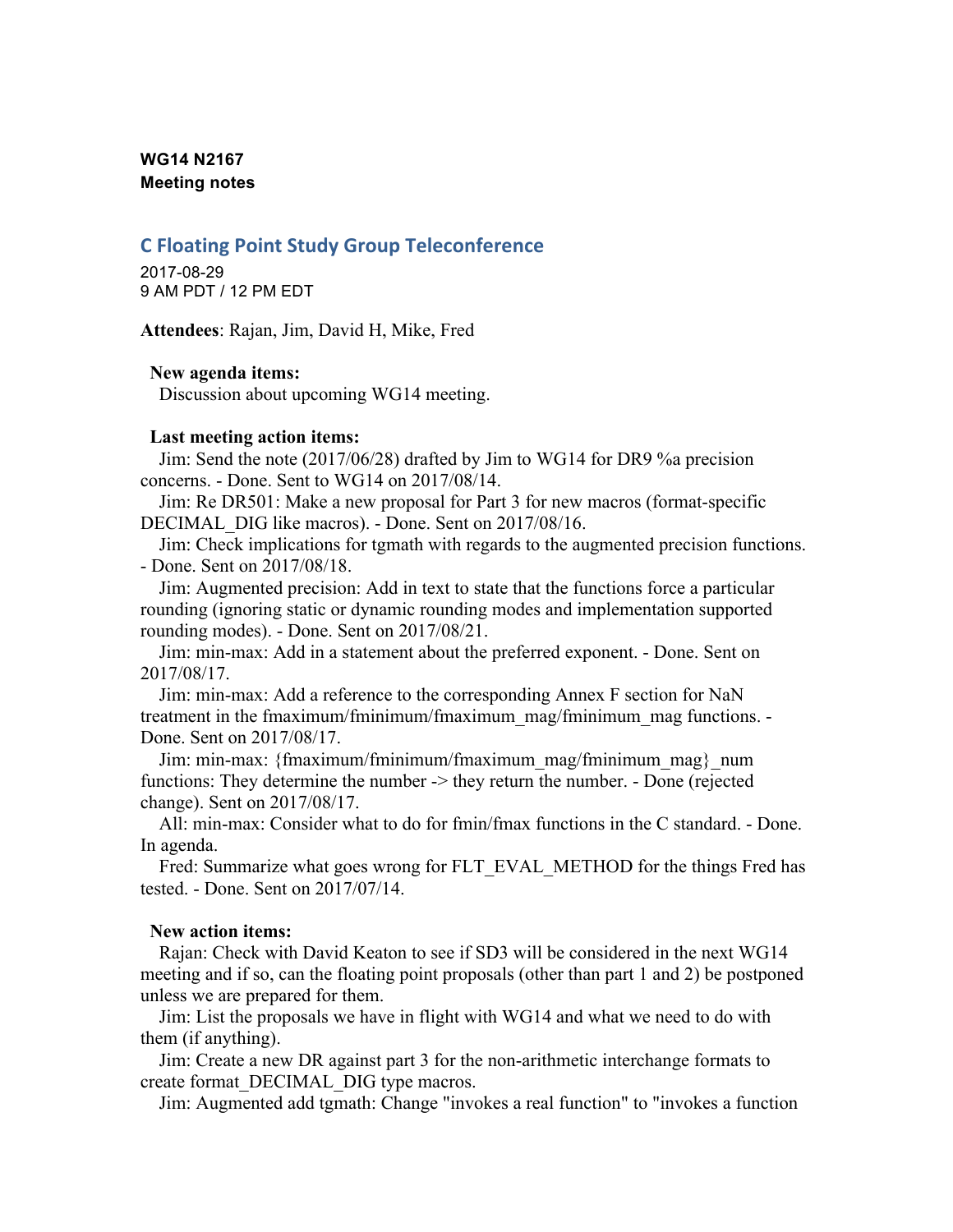**WG14 N2167**
**Meeting notes**

## C Floating Point Study Group Teleconference

2017-08-29
9 AM PDT / 12 PM EDT

**Attendees**: Rajan, Jim, David H, Mike, Fred

**New agenda items:**

Discussion about upcoming WG14 meeting.

**Last meeting action items:**

Jim: Send the note (2017/06/28) drafted by Jim to WG14 for DR9 %a precision concerns. - Done. Sent to WG14 on 2017/08/14.

Jim: Re DR501: Make a new proposal for Part 3 for new macros (format-specific DECIMAL_DIG like macros). - Done. Sent on 2017/08/16.

Jim: Check implications for tgmath with regards to the augmented precision functions. - Done. Sent on 2017/08/18.

Jim: Augmented precision: Add in text to state that the functions force a particular rounding (ignoring static or dynamic rounding modes and implementation supported rounding modes). - Done. Sent on 2017/08/21.

Jim: min-max: Add in a statement about the preferred exponent. - Done. Sent on 2017/08/17.

Jim: min-max: Add a reference to the corresponding Annex F section for NaN treatment in the fmaximum/fminimum/fmaximum_mag/fminimum_mag functions. - Done. Sent on 2017/08/17.

Jim: min-max: {fmaximum/fminimum/fmaximum_mag/fminimum_mag}_num functions: They determine the number -> they return the number. - Done (rejected change). Sent on 2017/08/17.

All: min-max: Consider what to do for fmin/fmax functions in the C standard. - Done. In agenda.

Fred: Summarize what goes wrong for FLT_EVAL_METHOD for the things Fred has tested. - Done. Sent on 2017/07/14.

**New action items:**

Rajan: Check with David Keaton to see if SD3 will be considered in the next WG14 meeting and if so, can the floating point proposals (other than part 1 and 2) be postponed unless we are prepared for them.

Jim: List the proposals we have in flight with WG14 and what we need to do with them (if anything).

Jim: Create a new DR against part 3 for the non-arithmetic interchange formats to create format_DECIMAL_DIG type macros.

Jim: Augmented add tgmath: Change "invokes a real function" to "invokes a function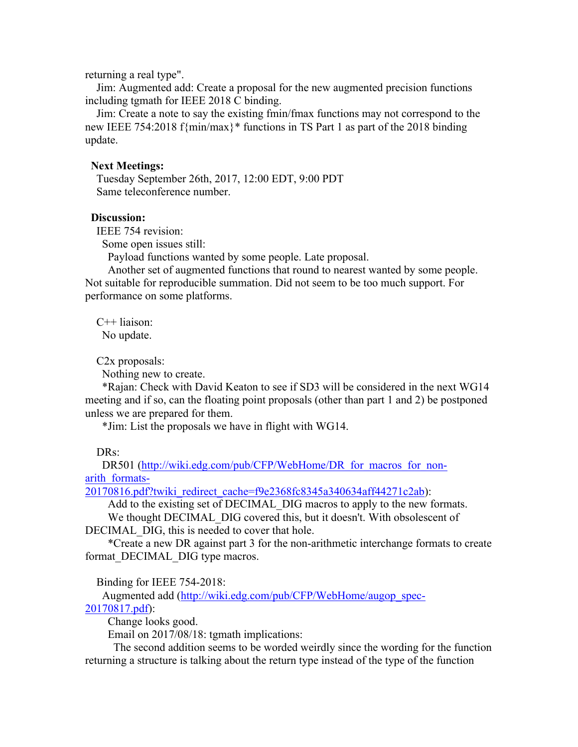returning a real type".

Jim: Augmented add: Create a proposal for the new augmented precision functions including tgmath for IEEE 2018 C binding.

Jim: Create a note to say the existing fmin/fmax functions may not correspond to the new IEEE 754:2018 f{min/max}* functions in TS Part 1 as part of the 2018 binding update.

**Next Meetings:**

Tuesday September 26th, 2017, 12:00 EDT, 9:00 PDT
Same teleconference number.

**Discussion:**

IEEE 754 revision:

Some open issues still:

Payload functions wanted by some people. Late proposal.

Another set of augmented functions that round to nearest wanted by some people. Not suitable for reproducible summation. Did not seem to be too much support. For performance on some platforms.

C++ liaison:

No update.

C2x proposals:

Nothing new to create.

*Rajan: Check with David Keaton to see if SD3 will be considered in the next WG14 meeting and if so, can the floating point proposals (other than part 1 and 2) be postponed unless we are prepared for them.

*Jim: List the proposals we have in flight with WG14.

DRs:

DR501 ([http://wiki.edg.com/pub/CFP/WebHome/DR_for_macros_for_non-arith_formats-20170816.pdf?twiki_redirect_cache=f9e2368fc8345a340634aff44271c2ab](http://wiki.edg.com/pub/CFP/WebHome/DR_for_macros_for_non-arith_formats-20170816.pdf?twiki_redirect_cache=f9e2368fc8345a340634aff44271c2ab)):

Add to the existing set of DECIMAL_DIG macros to apply to the new formats.

We thought DECIMAL_DIG covered this, but it doesn't. With obsolescent of DECIMAL_DIG, this is needed to cover that hole.

*Create a new DR against part 3 for the non-arithmetic interchange formats to create format_DECIMAL_DIG type macros.

Binding for IEEE 754-2018:

Augmented add ([http://wiki.edg.com/pub/CFP/WebHome/augop_spec-20170817.pdf](http://wiki.edg.com/pub/CFP/WebHome/augop_spec-20170817.pdf)):

Change looks good.

Email on 2017/08/18: tgmath implications:

The second addition seems to be worded weirdly since the wording for the function returning a structure is talking about the return type instead of the type of the function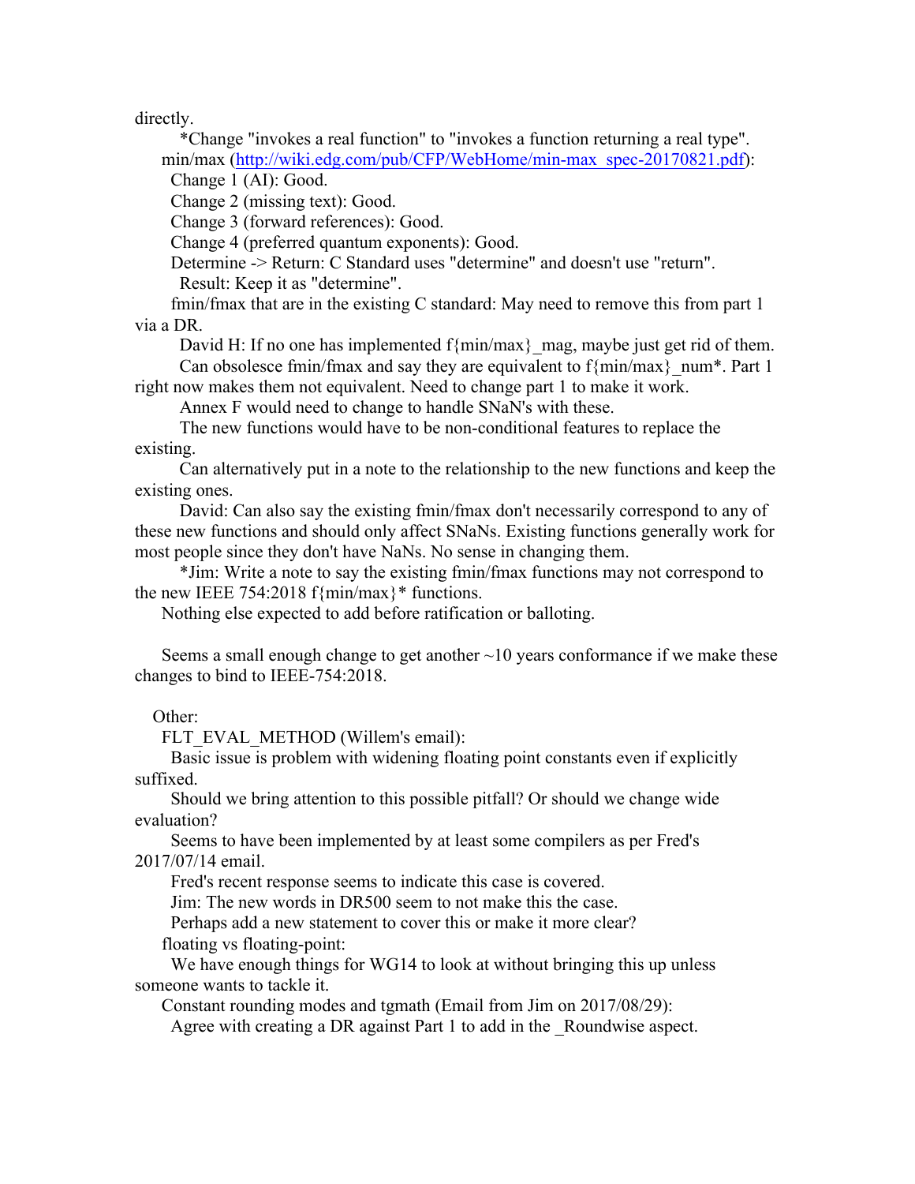directly.

*Change "invokes a real function" to "invokes a function returning a real type".

min/max (http://wiki.edg.com/pub/CFP/WebHome/min-max_spec-20170821.pdf):

Change 1 (AI): Good.

Change 2 (missing text): Good.

Change 3 (forward references): Good.

Change 4 (preferred quantum exponents): Good.

Determine -> Return: C Standard uses "determine" and doesn't use "return".

Result: Keep it as "determine".

fmin/fmax that are in the existing C standard: May need to remove this from part 1 via a DR.

David H: If no one has implemented f{min/max}_mag, maybe just get rid of them.

Can obsolesce fmin/fmax and say they are equivalent to f{min/max}_num*. Part 1 right now makes them not equivalent. Need to change part 1 to make it work.

Annex F would need to change to handle SNaN's with these.

The new functions would have to be non-conditional features to replace the existing.

Can alternatively put in a note to the relationship to the new functions and keep the existing ones.

David: Can also say the existing fmin/fmax don't necessarily correspond to any of these new functions and should only affect SNaNs. Existing functions generally work for most people since they don't have NaNs. No sense in changing them.

*Jim: Write a note to say the existing fmin/fmax functions may not correspond to the new IEEE 754:2018 f{min/max}* functions.

Nothing else expected to add before ratification or balloting.

Seems a small enough change to get another ~10 years conformance if we make these changes to bind to IEEE-754:2018.

Other:

FLT_EVAL_METHOD (Willem's email):

Basic issue is problem with widening floating point constants even if explicitly suffixed.

Should we bring attention to this possible pitfall? Or should we change wide evaluation?

Seems to have been implemented by at least some compilers as per Fred's 2017/07/14 email.

Fred's recent response seems to indicate this case is covered.

Jim: The new words in DR500 seem to not make this the case.

Perhaps add a new statement to cover this or make it more clear?

floating vs floating-point:

We have enough things for WG14 to look at without bringing this up unless someone wants to tackle it.

Constant rounding modes and tgmath (Email from Jim on 2017/08/29):

Agree with creating a DR against Part 1 to add in the _Roundwise aspect.